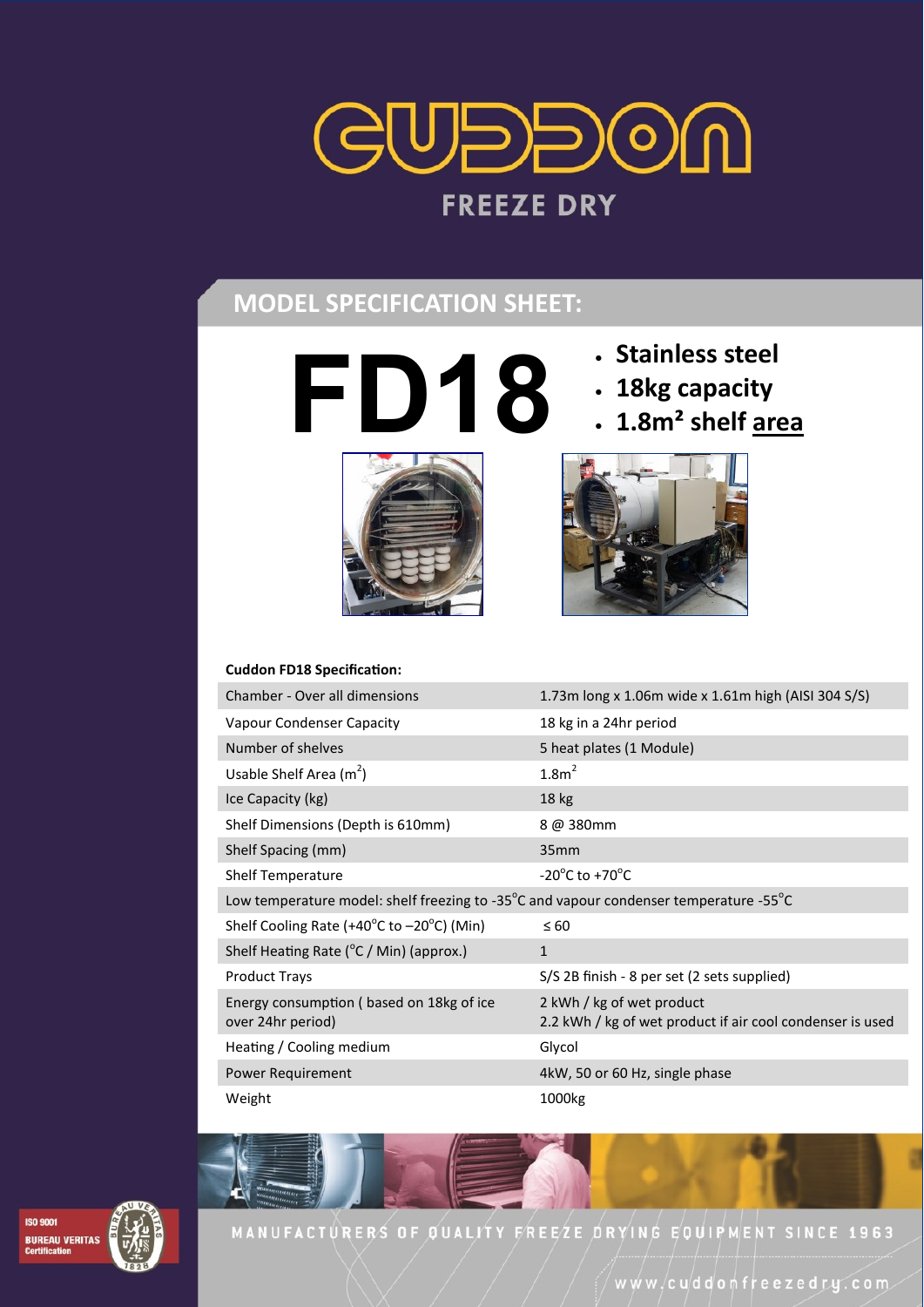# CUDDON

## FREEZE DRY

## MODEL SPECIFICATION SHEET:

# FD18

- **Stainless steel**
- **18kg capacity**
- **1.8m² shelf area**

**Cuddon FD18 Specification:**

| | |
|---|---|
| Chamber - Over all dimensions | 1.73m long x 1.06m wide x 1.61m high (AISI 304 S/S) |
| Vapour Condenser Capacity | 18 kg in a 24hr period |
| Number of shelves | 5 heat plates (1 Module) |
| Usable Shelf Area ($m^2$) | $1.8m^2$ |
| Ice Capacity (kg) | 18 kg |
| Shelf Dimensions (Depth is 610mm) | 8 @ 380mm |
| Shelf Spacing (mm) | 35mm |
| Shelf Temperature | -20°C to +70°C |
| Low temperature model: shelf freezing to -35°C and vapour condenser temperature -55°C | |
| Shelf Cooling Rate (+40°C to –20°C) (Min) | ≤ 60 |
| Shelf Heating Rate (°C / Min) (approx.) | 1 |
| Product Trays | S/S 2B finish - 8 per set (2 sets supplied) |
| Energy consumption ( based on 18kg of ice over 24hr period) | 2 kWh / kg of wet product<br>2.2 kWh / kg of wet product if air cool condenser is used |
| Heating / Cooling medium | Glycol |
| Power Requirement | 4kW, 50 or 60 Hz, single phase |
| Weight | 1000kg |

MANUFACTURERS OF QUALITY FREEZE DRYING EQUIPMENT SINCE 1963

www.cuddonfreezedry.com

ISO 9001 BUREAU VERITAS Certification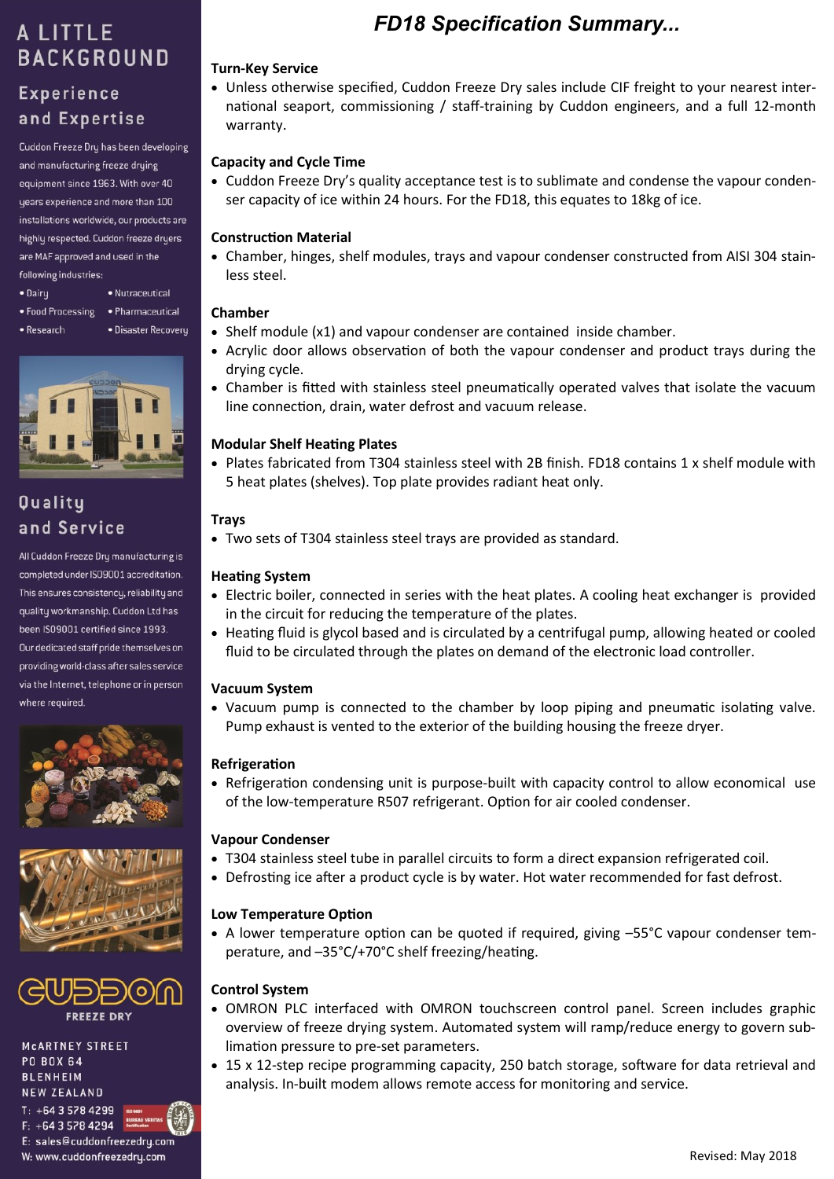# A LITTLE BACKGROUND

## Experience and Expertise

Cuddon Freeze Dry has been developing and manufacturing freeze drying equipment since 1963. With over 40 years experience and more than 100 installations worldwide, our products are highly respected. Cuddon freeze dryers are MAF approved and used in the following industries:

- Dairy
- Nutraceutical
- Food Processing
- Pharmaceutical
- Research
- Disaster Recovery

## Quality and Service

All Cuddon Freeze Dry manufacturing is completed under ISO9001 accreditation. This ensures consistency, reliability and quality workmanship. Cuddon Ltd has been ISO9001 certified since 1993. Our dedicated staff pride themselves on providing world-class after sales service via the Internet, telephone or in person where required.

CUDDON FREEZE DRY

McARTNEY STREET
PO BOX 64
BLENHEIM
NEW ZEALAND
T: +64 3 578 4299
F: +64 3 578 4294
E: sales@cuddonfreezedry.com
W: www.cuddonfreezedry.com

# FD18 Specification Summary...

### Turn-Key Service

- Unless otherwise specified, Cuddon Freeze Dry sales include CIF freight to your nearest international seaport, commissioning / staff-training by Cuddon engineers, and a full 12-month warranty.

### Capacity and Cycle Time

- Cuddon Freeze Dry's quality acceptance test is to sublimate and condense the vapour condenser capacity of ice within 24 hours. For the FD18, this equates to 18kg of ice.

### Construction Material

- Chamber, hinges, shelf modules, trays and vapour condenser constructed from AISI 304 stainless steel.

### Chamber

- Shelf module (x1) and vapour condenser are contained inside chamber.
- Acrylic door allows observation of both the vapour condenser and product trays during the drying cycle.
- Chamber is fitted with stainless steel pneumatically operated valves that isolate the vacuum line connection, drain, water defrost and vacuum release.

### Modular Shelf Heating Plates

- Plates fabricated from T304 stainless steel with 2B finish. FD18 contains 1 x shelf module with 5 heat plates (shelves). Top plate provides radiant heat only.

### Trays

- Two sets of T304 stainless steel trays are provided as standard.

### Heating System

- Electric boiler, connected in series with the heat plates. A cooling heat exchanger is provided in the circuit for reducing the temperature of the plates.
- Heating fluid is glycol based and is circulated by a centrifugal pump, allowing heated or cooled fluid to be circulated through the plates on demand of the electronic load controller.

### Vacuum System

- Vacuum pump is connected to the chamber by loop piping and pneumatic isolating valve. Pump exhaust is vented to the exterior of the building housing the freeze dryer.

### Refrigeration

- Refrigeration condensing unit is purpose-built with capacity control to allow economical use of the low-temperature R507 refrigerant. Option for air cooled condenser.

### Vapour Condenser

- T304 stainless steel tube in parallel circuits to form a direct expansion refrigerated coil.
- Defrosting ice after a product cycle is by water. Hot water recommended for fast defrost.

### Low Temperature Option

- A lower temperature option can be quoted if required, giving –55°C vapour condenser temperature, and –35°C/+70°C shelf freezing/heating.

### Control System

- OMRON PLC interfaced with OMRON touchscreen control panel. Screen includes graphic overview of freeze drying system. Automated system will ramp/reduce energy to govern sublimation pressure to pre-set parameters.
- 15 x 12-step recipe programming capacity, 250 batch storage, software for data retrieval and analysis. In-built modem allows remote access for monitoring and service.

Revised: May 2018